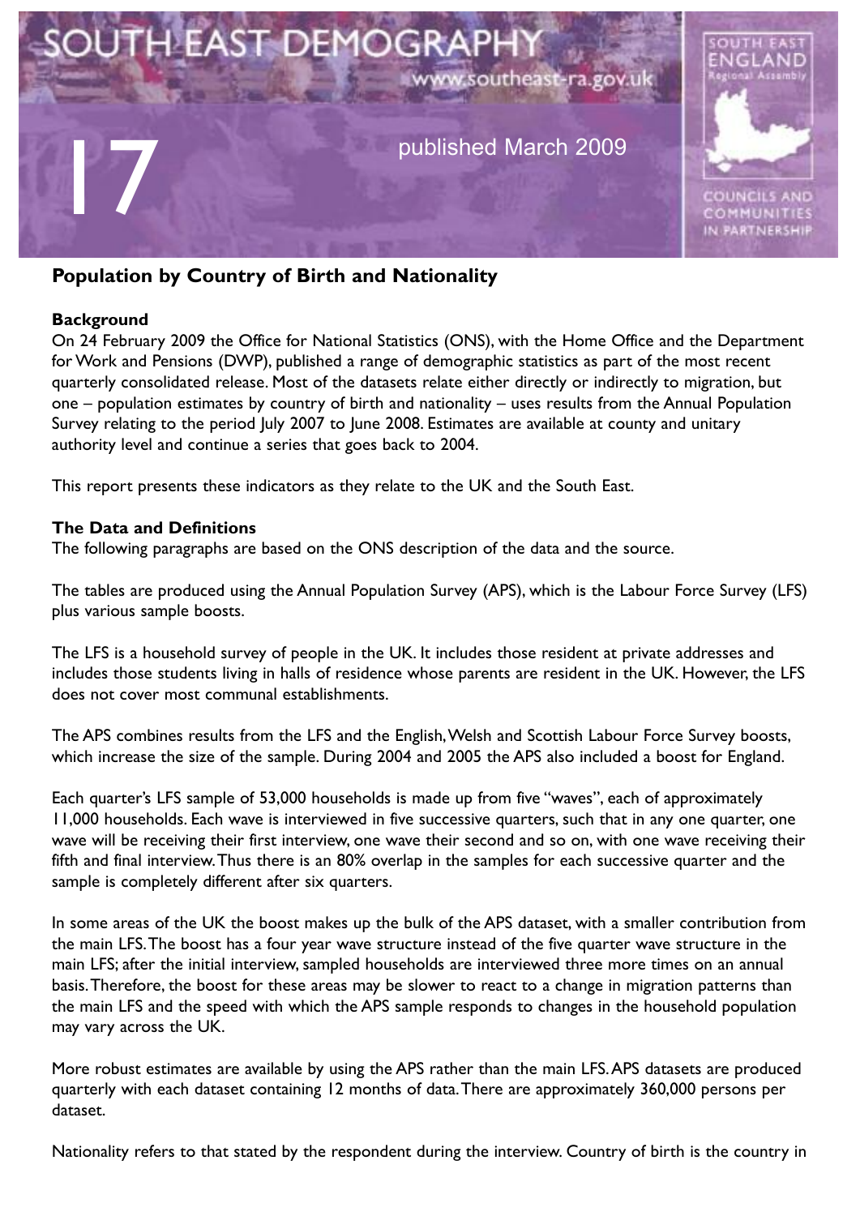# SOUTH EAST DEMOGRAPHY

www.southeast-ra.gov.uk

17

published March 2009

SOUTH EAST ENGLAND Regional Assembly

COUNCILS AND COMMUNITIES IN PARTNERSHIP

## Population by Country of Birth and Nationality

### Background

On 24 February 2009 the Office for National Statistics (ONS), with the Home Office and the Department for Work and Pensions (DWP), published a range of demographic statistics as part of the most recent quarterly consolidated release. Most of the datasets relate either directly or indirectly to migration, but one – population estimates by country of birth and nationality – uses results from the Annual Population Survey relating to the period July 2007 to June 2008. Estimates are available at county and unitary authority level and continue a series that goes back to 2004.

This report presents these indicators as they relate to the UK and the South East.

### The Data and Definitions

The following paragraphs are based on the ONS description of the data and the source.

The tables are produced using the Annual Population Survey (APS), which is the Labour Force Survey (LFS) plus various sample boosts.

The LFS is a household survey of people in the UK. It includes those resident at private addresses and includes those students living in halls of residence whose parents are resident in the UK. However, the LFS does not cover most communal establishments.

The APS combines results from the LFS and the English, Welsh and Scottish Labour Force Survey boosts, which increase the size of the sample. During 2004 and 2005 the APS also included a boost for England.

Each quarter's LFS sample of 53,000 households is made up from five "waves", each of approximately 11,000 households. Each wave is interviewed in five successive quarters, such that in any one quarter, one wave will be receiving their first interview, one wave their second and so on, with one wave receiving their fifth and final interview. Thus there is an 80% overlap in the samples for each successive quarter and the sample is completely different after six quarters.

In some areas of the UK the boost makes up the bulk of the APS dataset, with a smaller contribution from the main LFS. The boost has a four year wave structure instead of the five quarter wave structure in the main LFS; after the initial interview, sampled households are interviewed three more times on an annual basis. Therefore, the boost for these areas may be slower to react to a change in migration patterns than the main LFS and the speed with which the APS sample responds to changes in the household population may vary across the UK.

More robust estimates are available by using the APS rather than the main LFS. APS datasets are produced quarterly with each dataset containing 12 months of data. There are approximately 360,000 persons per dataset.

Nationality refers to that stated by the respondent during the interview. Country of birth is the country in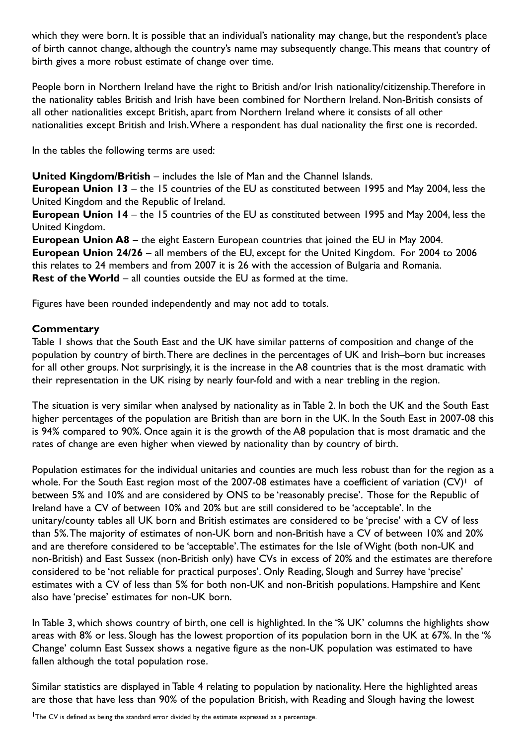which they were born. It is possible that an individual's nationality may change, but the respondent's place of birth cannot change, although the country's name may subsequently change. This means that country of birth gives a more robust estimate of change over time.

People born in Northern Ireland have the right to British and/or Irish nationality/citizenship. Therefore in the nationality tables British and Irish have been combined for Northern Ireland. Non-British consists of all other nationalities except British, apart from Northern Ireland where it consists of all other nationalities except British and Irish. Where a respondent has dual nationality the first one is recorded.

In the tables the following terms are used:

**United Kingdom/British** – includes the Isle of Man and the Channel Islands.
**European Union 13** – the 15 countries of the EU as constituted between 1995 and May 2004, less the United Kingdom and the Republic of Ireland.
**European Union 14** – the 15 countries of the EU as constituted between 1995 and May 2004, less the United Kingdom.
**European Union A8** – the eight Eastern European countries that joined the EU in May 2004.
**European Union 24/26** – all members of the EU, except for the United Kingdom. For 2004 to 2006 this relates to 24 members and from 2007 it is 26 with the accession of Bulgaria and Romania.
**Rest of the World** – all counties outside the EU as formed at the time.

Figures have been rounded independently and may not add to totals.

## Commentary

Table 1 shows that the South East and the UK have similar patterns of composition and change of the population by country of birth. There are declines in the percentages of UK and Irish–born but increases for all other groups. Not surprisingly, it is the increase in the A8 countries that is the most dramatic with their representation in the UK rising by nearly four-fold and with a near trebling in the region.

The situation is very similar when analysed by nationality as in Table 2. In both the UK and the South East higher percentages of the population are British than are born in the UK. In the South East in 2007-08 this is 94% compared to 90%. Once again it is the growth of the A8 population that is most dramatic and the rates of change are even higher when viewed by nationality than by country of birth.

Population estimates for the individual unitaries and counties are much less robust than for the region as a whole. For the South East region most of the 2007-08 estimates have a coefficient of variation (CV)[1] of between 5% and 10% and are considered by ONS to be 'reasonably precise'. Those for the Republic of Ireland have a CV of between 10% and 20% but are still considered to be 'acceptable'. In the unitary/county tables all UK born and British estimates are considered to be 'precise' with a CV of less than 5%. The majority of estimates of non-UK born and non-British have a CV of between 10% and 20% and are therefore considered to be 'acceptable'. The estimates for the Isle of Wight (both non-UK and non-British) and East Sussex (non-British only) have CVs in excess of 20% and the estimates are therefore considered to be 'not reliable for practical purposes'. Only Reading, Slough and Surrey have 'precise' estimates with a CV of less than 5% for both non-UK and non-British populations. Hampshire and Kent also have 'precise' estimates for non-UK born.

In Table 3, which shows country of birth, one cell is highlighted. In the '% UK' columns the highlights show areas with 8% or less. Slough has the lowest proportion of its population born in the UK at 67%. In the '% Change' column East Sussex shows a negative figure as the non-UK population was estimated to have fallen although the total population rose.

Similar statistics are displayed in Table 4 relating to population by nationality. Here the highlighted areas are those that have less than 90% of the population British, with Reading and Slough having the lowest

[1] The CV is defined as being the standard error divided by the estimate expressed as a percentage.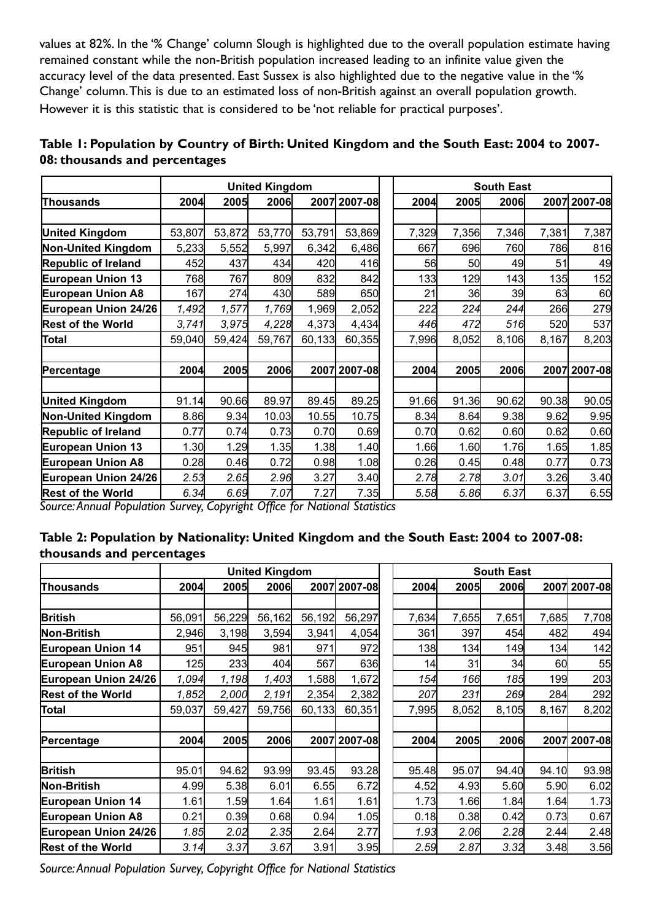values at 82%. In the '% Change' column Slough is highlighted due to the overall population estimate having remained constant while the non-British population increased leading to an infinite value given the accuracy level of the data presented. East Sussex is also highlighted due to the negative value in the '% Change' column. This is due to an estimated loss of non-British against an overall population growth. However it is this statistic that is considered to be 'not reliable for practical purposes'.

**Table 1: Population by Country of Birth: United Kingdom and the South East: 2004 to 2007-08: thousands and percentages**

| | United Kingdom | | | | | South East | | | | |
|---|---|---|---|---|---|---|---|---|---|---|
| **Thousands** | **2004** | **2005** | **2006** | **2007** | **2007-08** | **2004** | **2005** | **2006** | **2007** | **2007-08** |
| **United Kingdom** | 53,807 | 53,872 | 53,770 | 53,791 | 53,869 | 7,329 | 7,356 | 7,346 | 7,381 | 7,387 |
| **Non-United Kingdom** | 5,233 | 5,552 | 5,997 | 6,342 | 6,486 | 667 | 696 | 760 | 786 | 816 |
| **Republic of Ireland** | 452 | 437 | 434 | 420 | 416 | 56 | 50 | 49 | 51 | 49 |
| **European Union 13** | 768 | 767 | 809 | 832 | 842 | 133 | 129 | 143 | 135 | 152 |
| **European Union A8** | 167 | 274 | 430 | 589 | 650 | 21 | 36 | 39 | 63 | 60 |
| **European Union 24/26** | *1,492* | *1,577* | *1,769* | 1,969 | 2,052 | *222* | *224* | *244* | 266 | 279 |
| **Rest of the World** | *3,741* | *3,975* | *4,228* | 4,373 | 4,434 | *446* | *472* | *516* | 520 | 537 |
| **Total** | 59,040 | 59,424 | 59,767 | 60,133 | 60,355 | 7,996 | 8,052 | 8,106 | 8,167 | 8,203 |
| **Percentage** | **2004** | **2005** | **2006** | **2007** | **2007-08** | **2004** | **2005** | **2006** | **2007** | **2007-08** |
| **United Kingdom** | 91.14 | 90.66 | 89.97 | 89.45 | 89.25 | 91.66 | 91.36 | 90.62 | 90.38 | 90.05 |
| **Non-United Kingdom** | 8.86 | 9.34 | 10.03 | 10.55 | 10.75 | 8.34 | 8.64 | 9.38 | 9.62 | 9.95 |
| **Republic of Ireland** | 0.77 | 0.74 | 0.73 | 0.70 | 0.69 | 0.70 | 0.62 | 0.60 | 0.62 | 0.60 |
| **European Union 13** | 1.30 | 1.29 | 1.35 | 1.38 | 1.40 | 1.66 | 1.60 | 1.76 | 1.65 | 1.85 |
| **European Union A8** | 0.28 | 0.46 | 0.72 | 0.98 | 1.08 | 0.26 | 0.45 | 0.48 | 0.77 | 0.73 |
| **European Union 24/26** | *2.53* | *2.65* | *2.96* | 3.27 | 3.40 | *2.78* | *2.78* | *3.01* | 3.26 | 3.40 |
| **Rest of the World** | *6.34* | *6.69* | *7.07* | 7.27 | 7.35 | *5.58* | *5.86* | *6.37* | 6.37 | 6.55 |

*Source: Annual Population Survey, Copyright Office for National Statistics*

**Table 2: Population by Nationality: United Kingdom and the South East: 2004 to 2007-08: thousands and percentages**

| | United Kingdom | | | | | South East | | | | |
|---|---|---|---|---|---|---|---|---|---|---|
| **Thousands** | **2004** | **2005** | **2006** | **2007** | **2007-08** | **2004** | **2005** | **2006** | **2007** | **2007-08** |
| **British** | 56,091 | 56,229 | 56,162 | 56,192 | 56,297 | 7,634 | 7,655 | 7,651 | 7,685 | 7,708 |
| **Non-British** | 2,946 | 3,198 | 3,594 | 3,941 | 4,054 | 361 | 397 | 454 | 482 | 494 |
| **European Union 14** | 951 | 945 | 981 | 971 | 972 | 138 | 134 | 149 | 134 | 142 |
| **European Union A8** | 125 | 233 | 404 | 567 | 636 | 14 | 31 | 34 | 60 | 55 |
| **European Union 24/26** | *1,094* | *1,198* | *1,403* | 1,588 | 1,672 | *154* | *166* | *185* | 199 | 203 |
| **Rest of the World** | *1,852* | *2,000* | *2,191* | 2,354 | 2,382 | *207* | *231* | *269* | 284 | 292 |
| **Total** | 59,037 | 59,427 | 59,756 | 60,133 | 60,351 | 7,995 | 8,052 | 8,105 | 8,167 | 8,202 |
| **Percentage** | **2004** | **2005** | **2006** | **2007** | **2007-08** | **2004** | **2005** | **2006** | **2007** | **2007-08** |
| **British** | 95.01 | 94.62 | 93.99 | 93.45 | 93.28 | 95.48 | 95.07 | 94.40 | 94.10 | 93.98 |
| **Non-British** | 4.99 | 5.38 | 6.01 | 6.55 | 6.72 | 4.52 | 4.93 | 5.60 | 5.90 | 6.02 |
| **European Union 14** | 1.61 | 1.59 | 1.64 | 1.61 | 1.61 | 1.73 | 1.66 | 1.84 | 1.64 | 1.73 |
| **European Union A8** | 0.21 | 0.39 | 0.68 | 0.94 | 1.05 | 0.18 | 0.38 | 0.42 | 0.73 | 0.67 |
| **European Union 24/26** | *1.85* | *2.02* | *2.35* | 2.64 | 2.77 | *1.93* | *2.06* | *2.28* | 2.44 | 2.48 |
| **Rest of the World** | *3.14* | *3.37* | *3.67* | 3.91 | 3.95 | *2.59* | *2.87* | *3.32* | 3.48 | 3.56 |

*Source: Annual Population Survey, Copyright Office for National Statistics*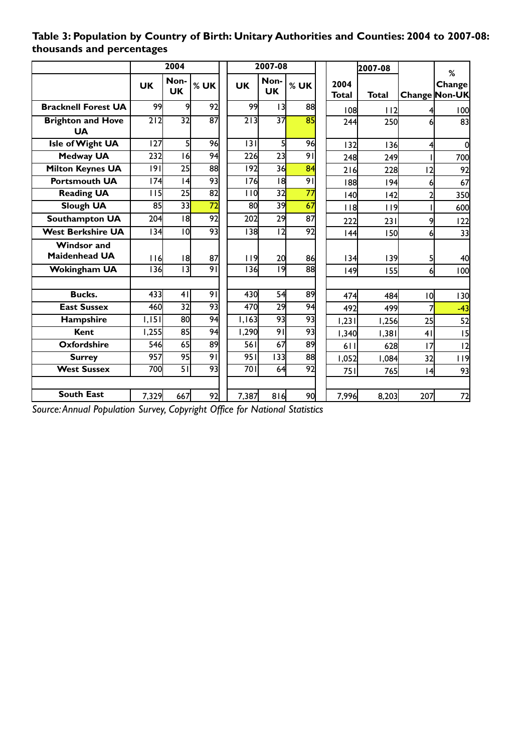**Table 3: Population by Country of Birth: Unitary Authorities and Counties: 2004 to 2007-08: thousands and percentages**

| | 2004 | | | 2007-08 | | | | 2007-08 | | % |
|---|---|---|---|---|---|---|---|---|---|---|
| | UK | Non-UK | % UK | UK | Non-UK | % UK | 2004 Total | Total | Change | Change Non-UK |
| **Bracknell Forest UA** | 99 | 9 | 92 | 99 | 13 | 88 | 108 | 112 | 4 | 100 |
| **Brighton and Hove UA** | 212 | 32 | 87 | 213 | 37 | 85 | 244 | 250 | 6 | 83 |
| **Isle of Wight UA** | 127 | 5 | 96 | 131 | 5 | 96 | 132 | 136 | 4 | 0 |
| **Medway UA** | 232 | 16 | 94 | 226 | 23 | 91 | 248 | 249 | 1 | 700 |
| **Milton Keynes UA** | 191 | 25 | 88 | 192 | 36 | 84 | 216 | 228 | 12 | 92 |
| **Portsmouth UA** | 174 | 14 | 93 | 176 | 18 | 91 | 188 | 194 | 6 | 67 |
| **Reading UA** | 115 | 25 | 82 | 110 | 32 | 77 | 140 | 142 | 2 | 350 |
| **Slough UA** | 85 | 33 | 72 | 80 | 39 | 67 | 118 | 119 | 1 | 600 |
| **Southampton UA** | 204 | 18 | 92 | 202 | 29 | 87 | 222 | 231 | 9 | 122 |
| **West Berkshire UA** | 134 | 10 | 93 | 138 | 12 | 92 | 144 | 150 | 6 | 33 |
| **Windsor and Maidenhead UA** | 116 | 18 | 87 | 119 | 20 | 86 | 134 | 139 | 5 | 40 |
| **Wokingham UA** | 136 | 13 | 91 | 136 | 19 | 88 | 149 | 155 | 6 | 100 |
| | | | | | | | | | | |
| **Bucks.** | 433 | 41 | 91 | 430 | 54 | 89 | 474 | 484 | 10 | 130 |
| **East Sussex** | 460 | 32 | 93 | 470 | 29 | 94 | 492 | 499 | 7 | -43 |
| **Hampshire** | 1,151 | 80 | 94 | 1,163 | 93 | 93 | 1,231 | 1,256 | 25 | 52 |
| **Kent** | 1,255 | 85 | 94 | 1,290 | 91 | 93 | 1,340 | 1,381 | 41 | 15 |
| **Oxfordshire** | 546 | 65 | 89 | 561 | 67 | 89 | 611 | 628 | 17 | 12 |
| **Surrey** | 957 | 95 | 91 | 951 | 133 | 88 | 1,052 | 1,084 | 32 | 119 |
| **West Sussex** | 700 | 51 | 93 | 701 | 64 | 92 | 751 | 765 | 14 | 93 |
| | | | | | | | | | | |
| **South East** | 7,329 | 667 | 92 | 7,387 | 816 | 90 | 7,996 | 8,203 | 207 | 72 |

*Source: Annual Population Survey, Copyright Office for National Statistics*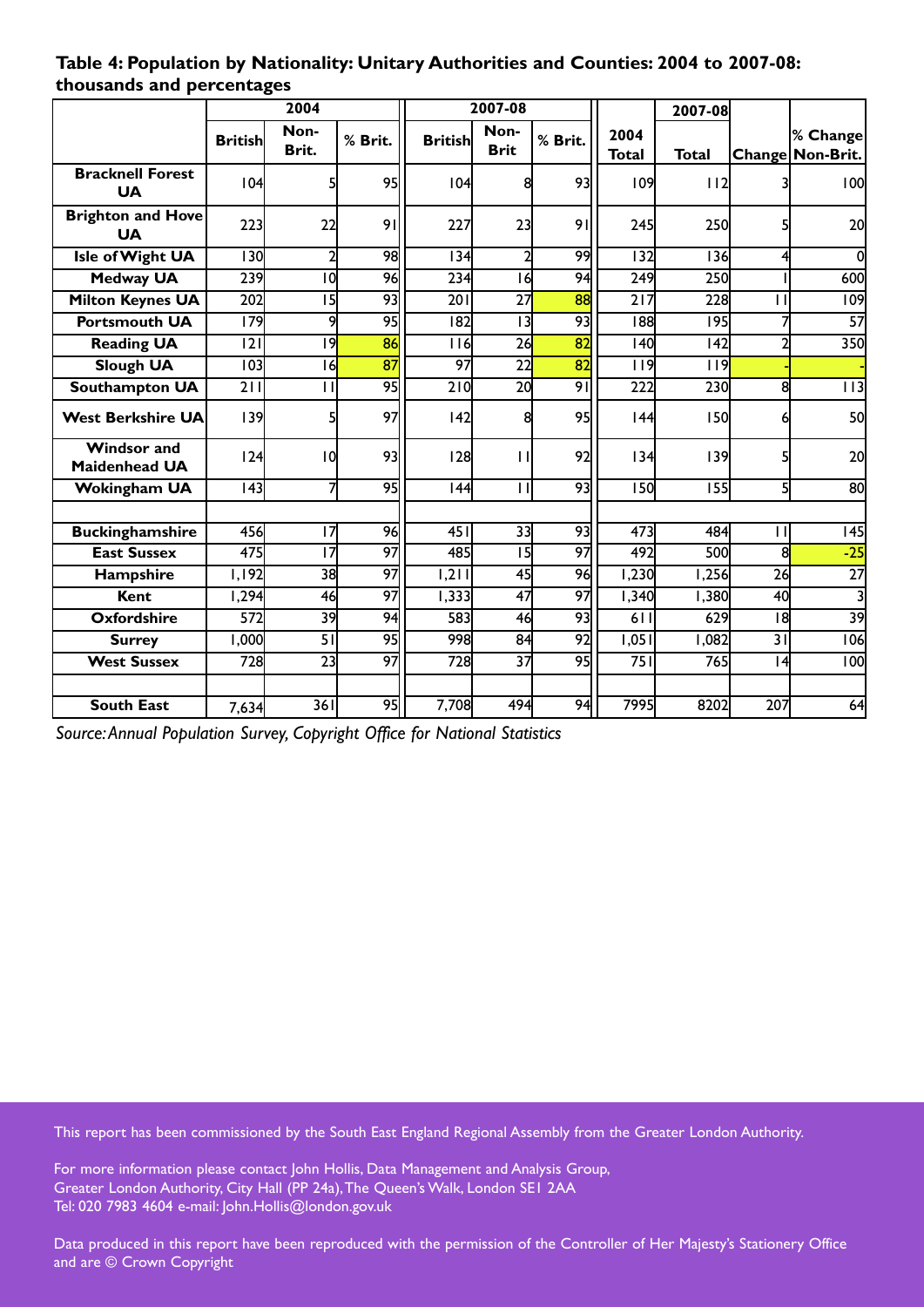**Table 4: Population by Nationality: Unitary Authorities and Counties: 2004 to 2007-08: thousands and percentages**

| | 2004 | | | 2007-08 | | | | 2007-08 | | |
|---|---|---|---|---|---|---|---|---|---|---|
| | British | Non-Brit. | % Brit. | British | Non-Brit | % Brit. | 2004 Total | Total | Change | % Change Non-Brit. |
| Bracknell Forest UA | 104 | 5 | 95 | 104 | 8 | 93 | 109 | 112 | 3 | 100 |
| Brighton and Hove UA | 223 | 22 | 91 | 227 | 23 | 91 | 245 | 250 | 5 | 20 |
| Isle of Wight UA | 130 | 2 | 98 | 134 | 2 | 99 | 132 | 136 | 4 | 0 |
| Medway UA | 239 | 10 | 96 | 234 | 16 | 94 | 249 | 250 | 1 | 600 |
| Milton Keynes UA | 202 | 15 | 93 | 201 | 27 | 88 | 217 | 228 | 11 | 109 |
| Portsmouth UA | 179 | 9 | 95 | 182 | 13 | 93 | 188 | 195 | 7 | 57 |
| Reading UA | 121 | 19 | 86 | 116 | 26 | 82 | 140 | 142 | 2 | 350 |
| Slough UA | 103 | 16 | 87 | 97 | 22 | 82 | 119 | 119 | - | - |
| Southampton UA | 211 | 11 | 95 | 210 | 20 | 91 | 222 | 230 | 8 | 113 |
| West Berkshire UA | 139 | 5 | 97 | 142 | 8 | 95 | 144 | 150 | 6 | 50 |
| Windsor and Maidenhead UA | 124 | 10 | 93 | 128 | 11 | 92 | 134 | 139 | 5 | 20 |
| Wokingham UA | 143 | 7 | 95 | 144 | 11 | 93 | 150 | 155 | 5 | 80 |
| | | | | | | | | | | |
| Buckinghamshire | 456 | 17 | 96 | 451 | 33 | 93 | 473 | 484 | 11 | 145 |
| East Sussex | 475 | 17 | 97 | 485 | 15 | 97 | 492 | 500 | 8 | -25 |
| Hampshire | 1,192 | 38 | 97 | 1,211 | 45 | 96 | 1,230 | 1,256 | 26 | 27 |
| Kent | 1,294 | 46 | 97 | 1,333 | 47 | 97 | 1,340 | 1,380 | 40 | 3 |
| Oxfordshire | 572 | 39 | 94 | 583 | 46 | 93 | 611 | 629 | 18 | 39 |
| Surrey | 1,000 | 51 | 95 | 998 | 84 | 92 | 1,051 | 1,082 | 31 | 106 |
| West Sussex | 728 | 23 | 97 | 728 | 37 | 95 | 751 | 765 | 14 | 100 |
| | | | | | | | | | | |
| South East | 7,634 | 361 | 95 | 7,708 | 494 | 94 | 7995 | 8202 | 207 | 64 |

*Source: Annual Population Survey, Copyright Office for National Statistics*

This report has been commissioned by the South East England Regional Assembly from the Greater London Authority.

For more information please contact John Hollis, Data Management and Analysis Group,
Greater London Authority, City Hall (PP 24a), The Queen's Walk, London SE1 2AA
Tel: 020 7983 4604 e-mail: John.Hollis@london.gov.uk

Data produced in this report have been reproduced with the permission of the Controller of Her Majesty's Stationery Office and are © Crown Copyright